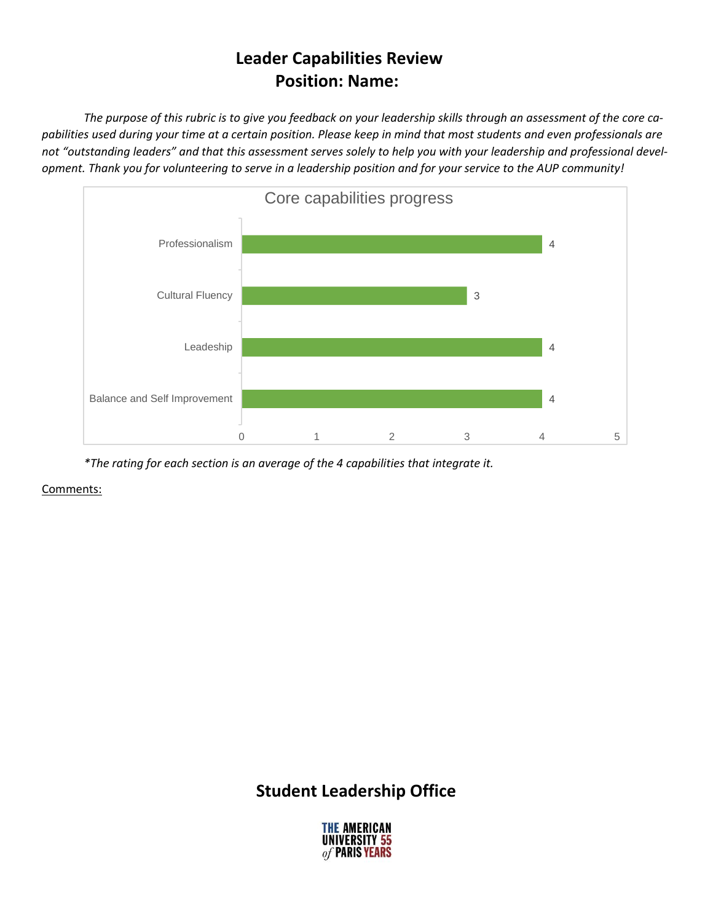# Leader Capabilities Review
## Position: Name:

*The purpose of this rubric is to give you feedback on your leadership skills through an assessment of the core capabilities used during your time at a certain position. Please keep in mind that most students and even professionals are not "outstanding leaders" and that this assessment serves solely to help you with your leadership and professional development. Thank you for volunteering to serve in a leadership position and for your service to the AUP community!*

**Core capabilities progress**

| Capability | Rating |
| --- | --- |
| Professionalism | 4 |
| Cultural Fluency | 3 |
| Leadeship | 4 |
| Balance and Self Improvement | 4 |

*\*The rating for each section is an average of the 4 capabilities that integrate it.*

<u>Comments:</u>

## Student Leadership Office

THE AMERICAN UNIVERSITY of PARIS 55 YEARS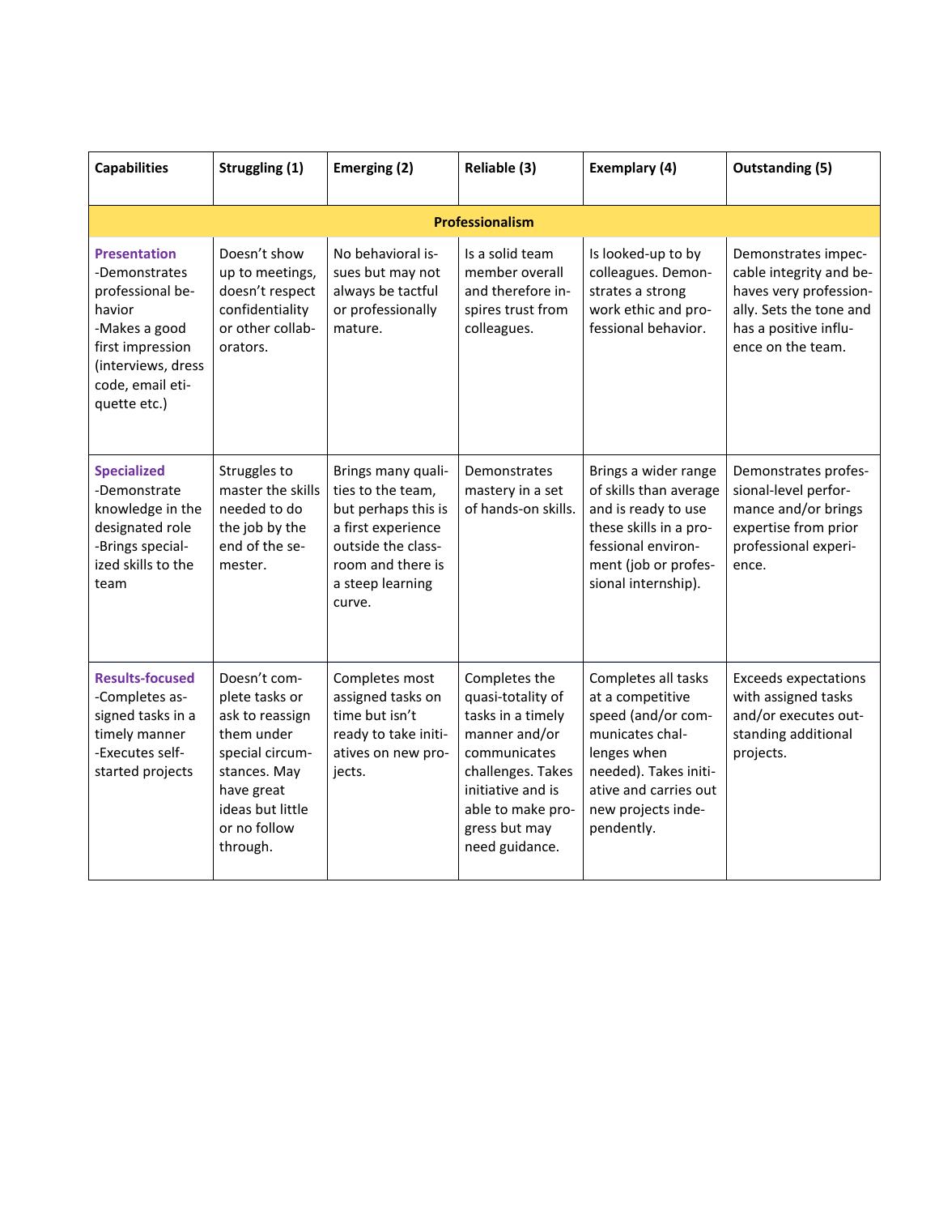| Capabilities | Struggling (1) | Emerging (2) | Reliable (3) | Exemplary (4) | Outstanding (5) |
|---|---|---|---|---|---|
| **Professionalism** | | | | | |
| **Presentation**<br>-Demonstrates professional behavior<br>-Makes a good first impression (interviews, dress code, email etiquette etc.) | Doesn't show up to meetings, doesn't respect confidentiality or other collaborators. | No behavioral issues but may not always be tactful or professionally mature. | Is a solid team member overall and therefore inspires trust from colleagues. | Is looked-up to by colleagues. Demonstrates a strong work ethic and professional behavior. | Demonstrates impeccable integrity and behaves very professionally. Sets the tone and has a positive influence on the team. |
| **Specialized**<br>-Demonstrate knowledge in the designated role<br>-Brings specialized skills to the team | Struggles to master the skills needed to do the job by the end of the semester. | Brings many qualities to the team, but perhaps this is a first experience outside the classroom and there is a steep learning curve. | Demonstrates mastery in a set of hands-on skills. | Brings a wider range of skills than average and is ready to use these skills in a professional environment (job or professional internship). | Demonstrates professional-level performance and/or brings expertise from prior professional experience. |
| **Results-focused**<br>-Completes assigned tasks in a timely manner<br>-Executes self-started projects | Doesn't complete tasks or ask to reassign them under special circumstances. May have great ideas but little or no follow through. | Completes most assigned tasks on time but isn't ready to take initiatives on new projects. | Completes the quasi-totality of tasks in a timely manner and/or communicates challenges. Takes initiative and is able to make progress but may need guidance. | Completes all tasks at a competitive speed (and/or communicates challenges when needed). Takes initiative and carries out new projects independently. | Exceeds expectations with assigned tasks and/or executes outstanding additional projects. |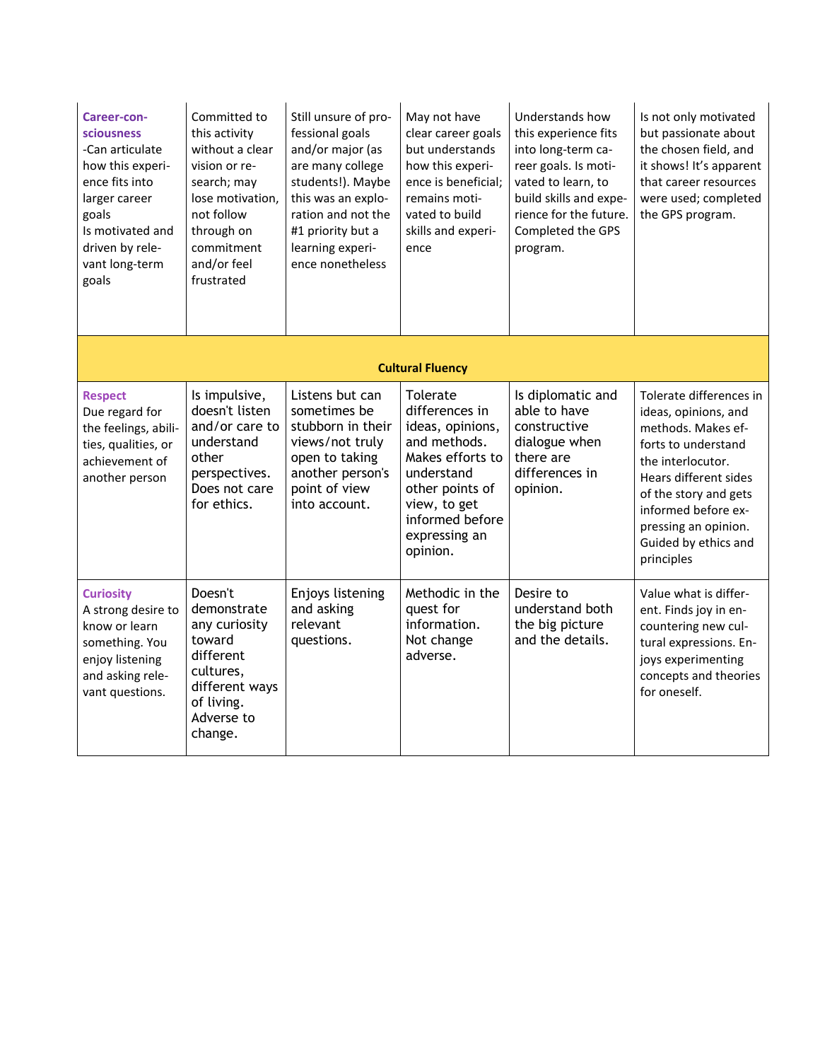| | | | | | |
|---|---|---|---|---|---|
| **Career-consciousness** -Can articulate how this experience fits into larger career goals Is motivated and driven by relevant long-term goals | Committed to this activity without a clear vision or research; may lose motivation, not follow through on commitment and/or feel frustrated | Still unsure of professional goals and/or major (as are many college students!). Maybe this was an exploration and not the #1 priority but a learning experience nonetheless | May not have clear career goals but understands how this experience is beneficial; remains motivated to build skills and experience | Understands how this experience fits into long-term career goals. Is motivated to learn, to build skills and experience for the future. Completed the GPS program. | Is not only motivated but passionate about the chosen field, and it shows! It's apparent that career resources were used; completed the GPS program. |
| **Cultural Fluency** | | | | | |
| **Respect** Due regard for the feelings, abilities, qualities, or achievement of another person | Is impulsive, doesn't listen and/or care to understand other perspectives. Does not care for ethics. | Listens but can sometimes be stubborn in their views/not truly open to taking another person's point of view into account. | Tolerate differences in ideas, opinions, and methods. Makes efforts to understand other points of view, to get informed before expressing an opinion. | Is diplomatic and able to have constructive dialogue when there are differences in opinion. | Tolerate differences in ideas, opinions, and methods. Makes efforts to understand the interlocutor. Hears different sides of the story and gets informed before expressing an opinion. Guided by ethics and principles |
| **Curiosity** A strong desire to know or learn something. You enjoy listening and asking relevant questions. | Doesn't demonstrate any curiosity toward different cultures, different ways of living. Adverse to change. | Enjoys listening and asking relevant questions. | Methodic in the quest for information. Not change adverse. | Desire to understand both the big picture and the details. | Value what is different. Finds joy in encountering new cultural expressions. Enjoys experimenting concepts and theories for oneself. |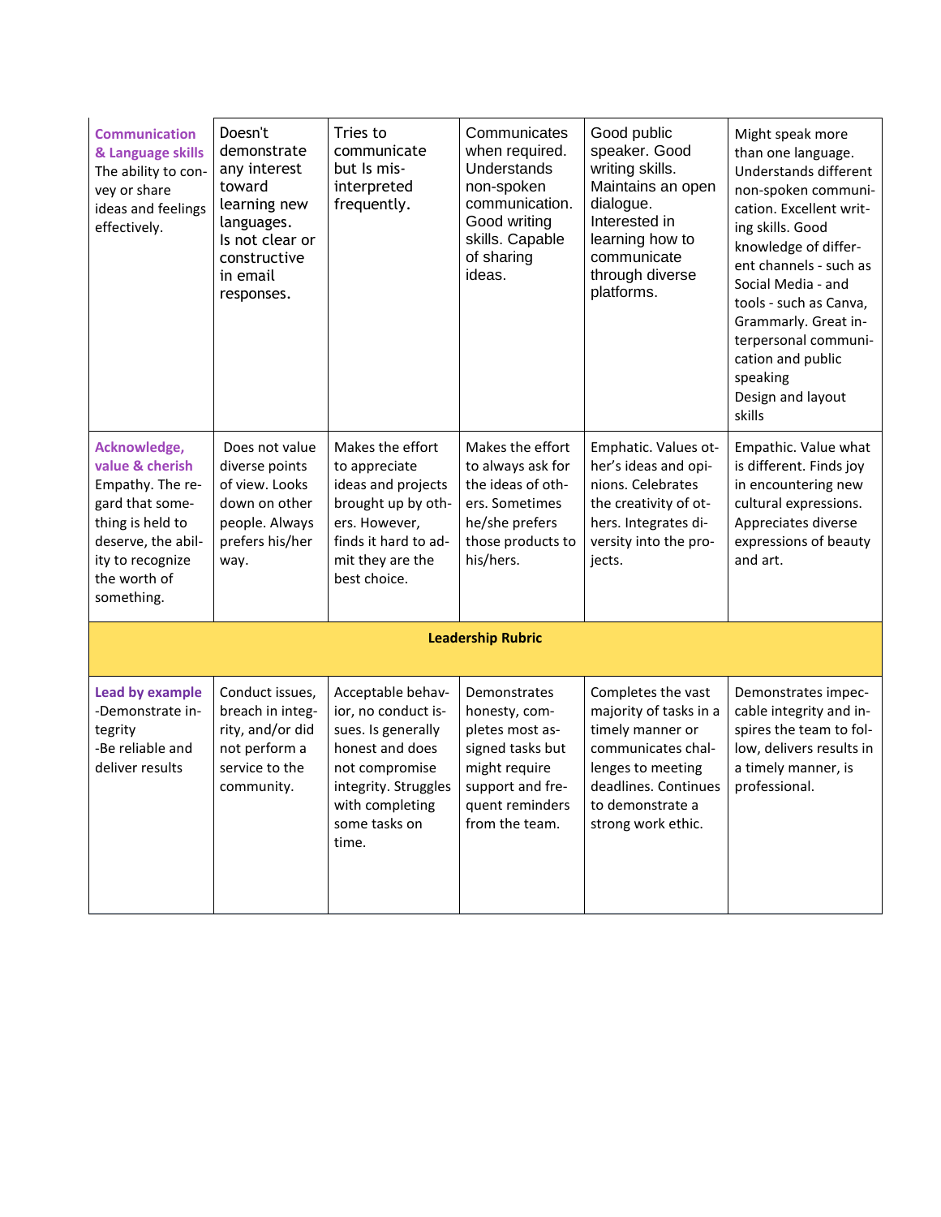| | | | | | |
|---|---|---|---|---|---|
| **Communication & Language skills** The ability to convey or share ideas and feelings effectively. | Doesn't demonstrate any interest toward learning new languages. Is not clear or constructive in email responses. | Tries to communicate but Is misinterpreted frequently. | Communicates when required. Understands non-spoken communication. Good writing skills. Capable of sharing ideas. | Good public speaker. Good writing skills. Maintains an open dialogue. Interested in learning how to communicate through diverse platforms. | Might speak more than one language. Understands different non-spoken communication. Excellent writing skills. Good knowledge of different channels - such as Social Media - and tools - such as Canva, Grammarly. Great interpersonal communication and public speaking Design and layout skills |
| **Acknowledge, value & cherish** Empathy. The regard that something is held to deserve, the ability to recognize the worth of something. | Does not value diverse points of view. Looks down on other people. Always prefers his/her way. | Makes the effort to appreciate ideas and projects brought up by others. However, finds it hard to admit they are the best choice. | Makes the effort to always ask for the ideas of others. Sometimes he/she prefers those products to his/hers. | Emphatic. Values other's ideas and opinions. Celebrates the creativity of others. Integrates diversity into the projects. | Empathic. Value what is different. Finds joy in encountering new cultural expressions. Appreciates diverse expressions of beauty and art. |
| **Leadership Rubric** | | | | | |
| **Lead by example** -Demonstrate integrity -Be reliable and deliver results | Conduct issues, breach in integrity, and/or did not perform a service to the community. | Acceptable behavior, no conduct issues. Is generally honest and does not compromise integrity. Struggles with completing some tasks on time. | Demonstrates honesty, completes most assigned tasks but might require support and frequent reminders from the team. | Completes the vast majority of tasks in a timely manner or communicates challenges to meeting deadlines. Continues to demonstrate a strong work ethic. | Demonstrates impeccable integrity and inspires the team to follow, delivers results in a timely manner, is professional. |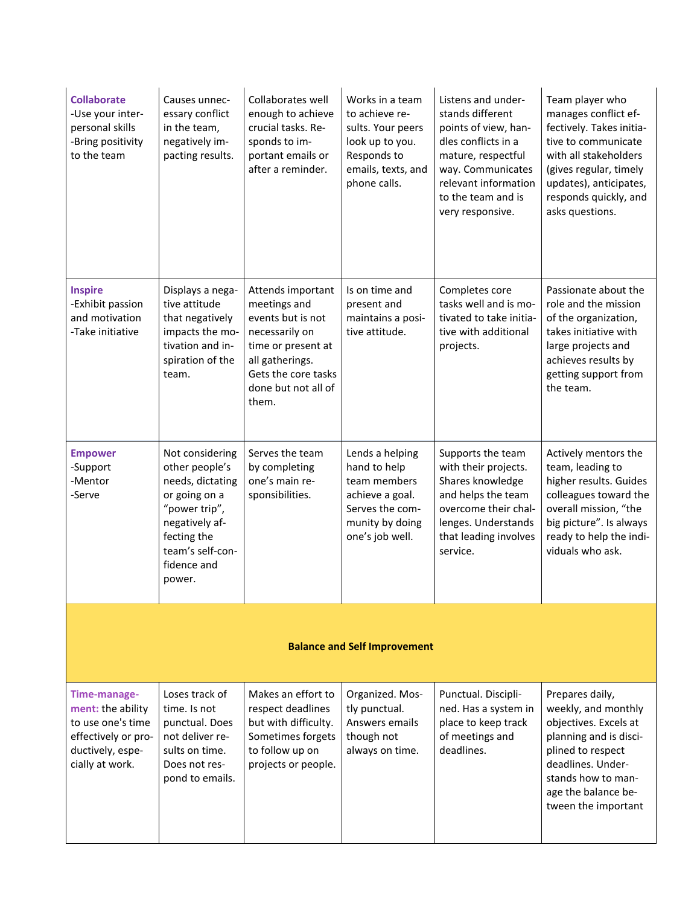| | | | | | |
|---|---|---|---|---|---|
| **Collaborate**<br>-Use your interpersonal skills<br>-Bring positivity to the team | Causes unnecessary conflict in the team, negatively impacting results. | Collaborates well enough to achieve crucial tasks. Responds to important emails or after a reminder. | Works in a team to achieve results. Your peers look up to you. Responds to emails, texts, and phone calls. | Listens and understands different points of view, handles conflicts in a mature, respectful way. Communicates relevant information to the team and is very responsive. | Team player who manages conflict effectively. Takes initiative to communicate with all stakeholders (gives regular, timely updates), anticipates, responds quickly, and asks questions. |
| **Inspire**<br>-Exhibit passion and motivation<br>-Take initiative | Displays a negative attitude that negatively impacts the motivation and inspiration of the team. | Attends important meetings and events but is not necessarily on time or present at all gatherings. Gets the core tasks done but not all of them. | Is on time and present and maintains a positive attitude. | Completes core tasks well and is motivated to take initiative with additional projects. | Passionate about the role and the mission of the organization, takes initiative with large projects and achieves results by getting support from the team. |
| **Empower**<br>-Support<br>-Mentor<br>-Serve | Not considering other people's needs, dictating or going on a "power trip", negatively affecting the team's self-confidence and power. | Serves the team by completing one's main responsibilities. | Lends a helping hand to help team members achieve a goal. Serves the community by doing one's job well. | Supports the team with their projects. Shares knowledge and helps the team overcome their challenges. Understands that leading involves service. | Actively mentors the team, leading to higher results. Guides colleagues toward the overall mission, "the big picture". Is always ready to help the individuals who ask. |
| **Balance and Self Improvement** | | | | | |
| **Time-management:** the ability to use one's time effectively or productively, especially at work. | Loses track of time. Is not punctual. Does not deliver results on time. Does not respond to emails. | Makes an effort to respect deadlines but with difficulty. Sometimes forgets to follow up on projects or people. | Organized. Mostly punctual. Answers emails though not always on time. | Punctual. Disciplined. Has a system in place to keep track of meetings and deadlines. | Prepares daily, weekly, and monthly objectives. Excels at planning and is disciplined to respect deadlines. Understands how to manage the balance between the important |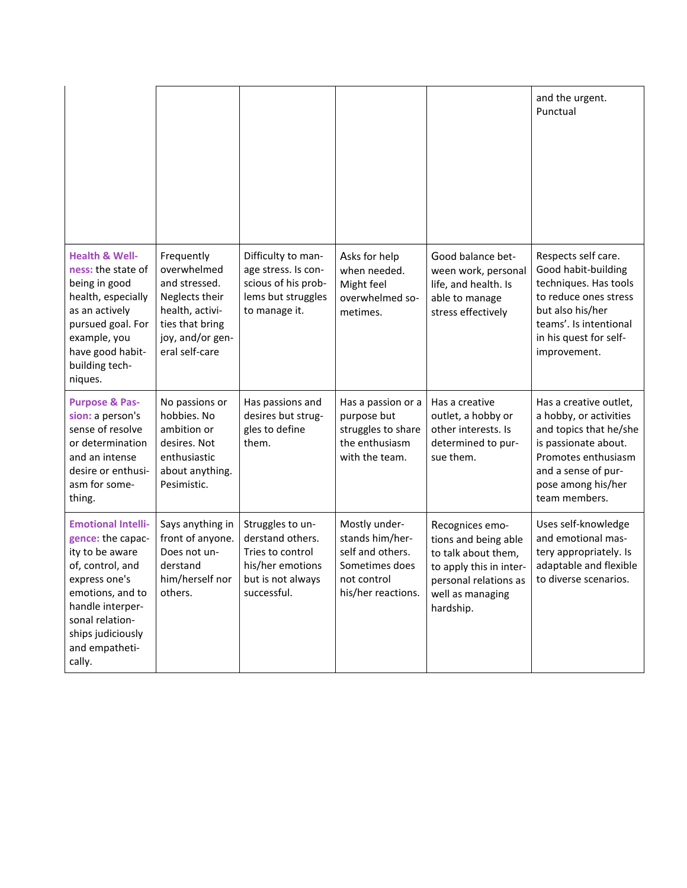| | | | | | |
|---|---|---|---|---|---|
| | | | | | and the urgent. Punctual |
| **Health & Wellness:** the state of being in good health, especially as an actively pursued goal. For example, you have good habit-building techniques. | Frequently overwhelmed and stressed. Neglects their health, activities that bring joy, and/or general self-care | Difficulty to manage stress. Is conscious of his problems but struggles to manage it. | Asks for help when needed. Might feel overwhelmed sometimes. | Good balance between work, personal life, and health. Is able to manage stress effectively | Respects self care. Good habit-building techniques. Has tools to reduce ones stress but also his/her teams'. Is intentional in his quest for self-improvement. |
| **Purpose & Passion:** a person's sense of resolve or determination and an intense desire or enthusiasm for something. | No passions or hobbies. No ambition or desires. Not enthusiastic about anything. Pesimistic. | Has passions and desires but struggles to define them. | Has a passion or a purpose but struggles to share the enthusiasm with the team. | Has a creative outlet, a hobby or other interests. Is determined to pursue them. | Has a creative outlet, a hobby, or activities and topics that he/she is passionate about. Promotes enthusiasm and a sense of purpose among his/her team members. |
| **Emotional Intelligence:** the capacity to be aware of, control, and express one's emotions, and to handle interpersonal relationships judiciously and empathetically. | Says anything in front of anyone. Does not understand him/herself nor others. | Struggles to understand others. Tries to control his/her emotions but is not always successful. | Mostly understands him/herself and others. Sometimes does not control his/her reactions. | Recognices emotions and being able to talk about them, to apply this in interpersonal relations as well as managing hardship. | Uses self-knowledge and emotional mastery appropriately. Is adaptable and flexible to diverse scenarios. |